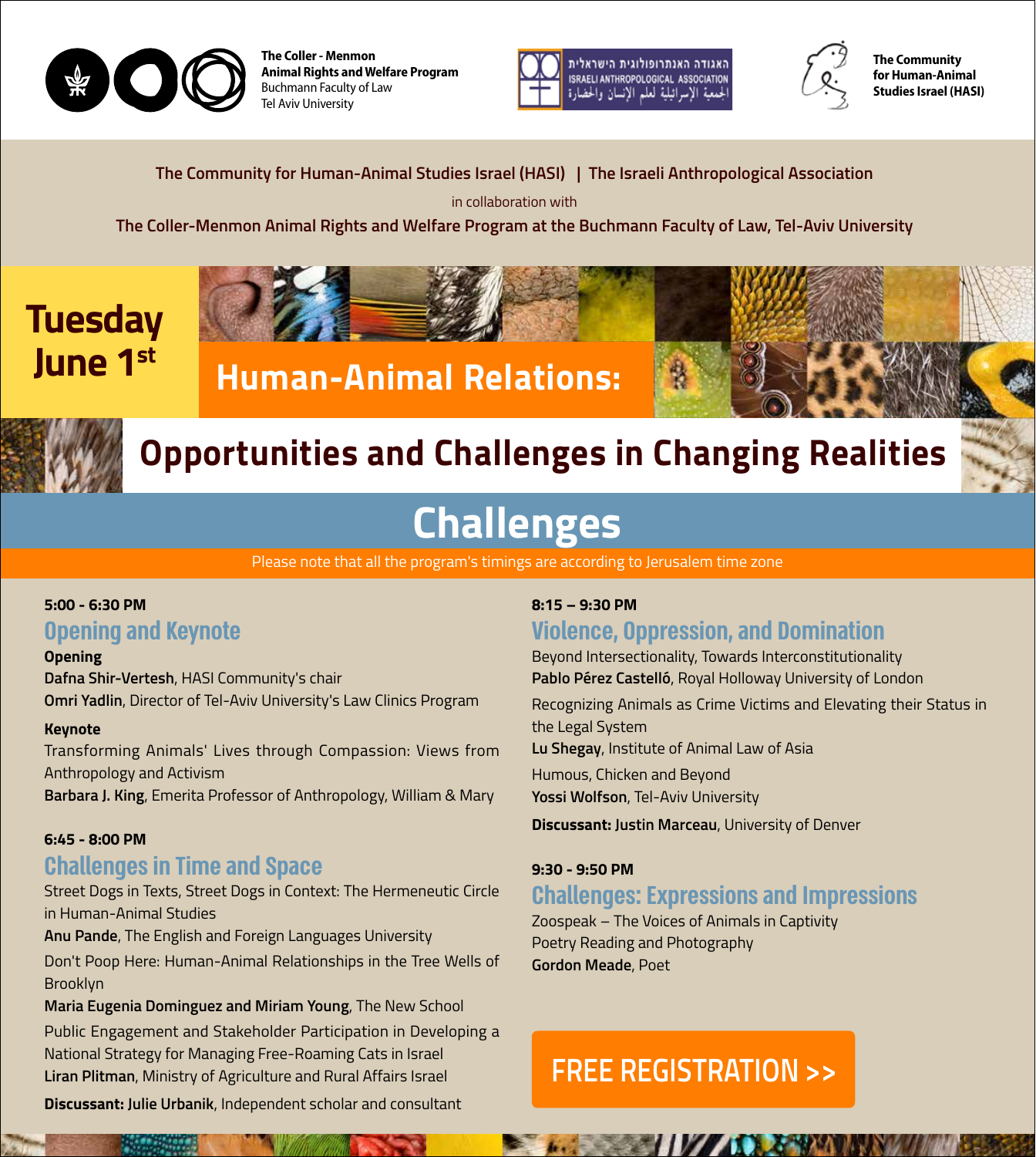The Coller - Menmon Animal Rights and Welfare Program
Buchmann Faculty of Law
Tel Aviv University

האגודה האנתרופולוגית הישראלית
ISRAELI ANTHROPOLOGICAL ASSOCIATION
الجمعية الإسرائيلية لعلم الإنسان والحضارة

The Community for Human-Animal Studies Israel (HASI)

The Community for Human-Animal Studies Israel (HASI) | The Israeli Anthropological Association

in collaboration with

The Coller-Menmon Animal Rights and Welfare Program at the Buchmann Faculty of Law, Tel-Aviv University

**Tuesday June 1st**

# Human-Animal Relations:

# Opportunities and Challenges in Changing Realities

## Challenges

Please note that all the program's timings are according to Jerusalem time zone

**5:00 - 6:30 PM**

### Opening and Keynote

**Opening**

**Dafna Shir-Vertesh**, HASI Community's chair

**Omri Yadlin**, Director of Tel-Aviv University's Law Clinics Program

**Keynote**

Transforming Animals' Lives through Compassion: Views from Anthropology and Activism

**Barbara J. King**, Emerita Professor of Anthropology, William & Mary

**6:45 - 8:00 PM**

### Challenges in Time and Space

Street Dogs in Texts, Street Dogs in Context: The Hermeneutic Circle in Human-Animal Studies

**Anu Pande**, The English and Foreign Languages University

Don't Poop Here: Human-Animal Relationships in the Tree Wells of Brooklyn

**Maria Eugenia Dominguez and Miriam Young**, The New School

Public Engagement and Stakeholder Participation in Developing a National Strategy for Managing Free-Roaming Cats in Israel

**Liran Plitman**, Ministry of Agriculture and Rural Affairs Israel

**Discussant: Julie Urbanik**, Independent scholar and consultant

**8:15 – 9:30 PM**

### Violence, Oppression, and Domination

Beyond Intersectionality, Towards Interconstitutionality

**Pablo Pérez Castelló**, Royal Holloway University of London

Recognizing Animals as Crime Victims and Elevating their Status in the Legal System

**Lu Shegay**, Institute of Animal Law of Asia

Humous, Chicken and Beyond

**Yossi Wolfson**, Tel-Aviv University

**Discussant: Justin Marceau**, University of Denver

**9:30 - 9:50 PM**

### Challenges: Expressions and Impressions

Zoospeak – The Voices of Animals in Captivity

Poetry Reading and Photography

**Gordon Meade**, Poet

FREE REGISTRATION >>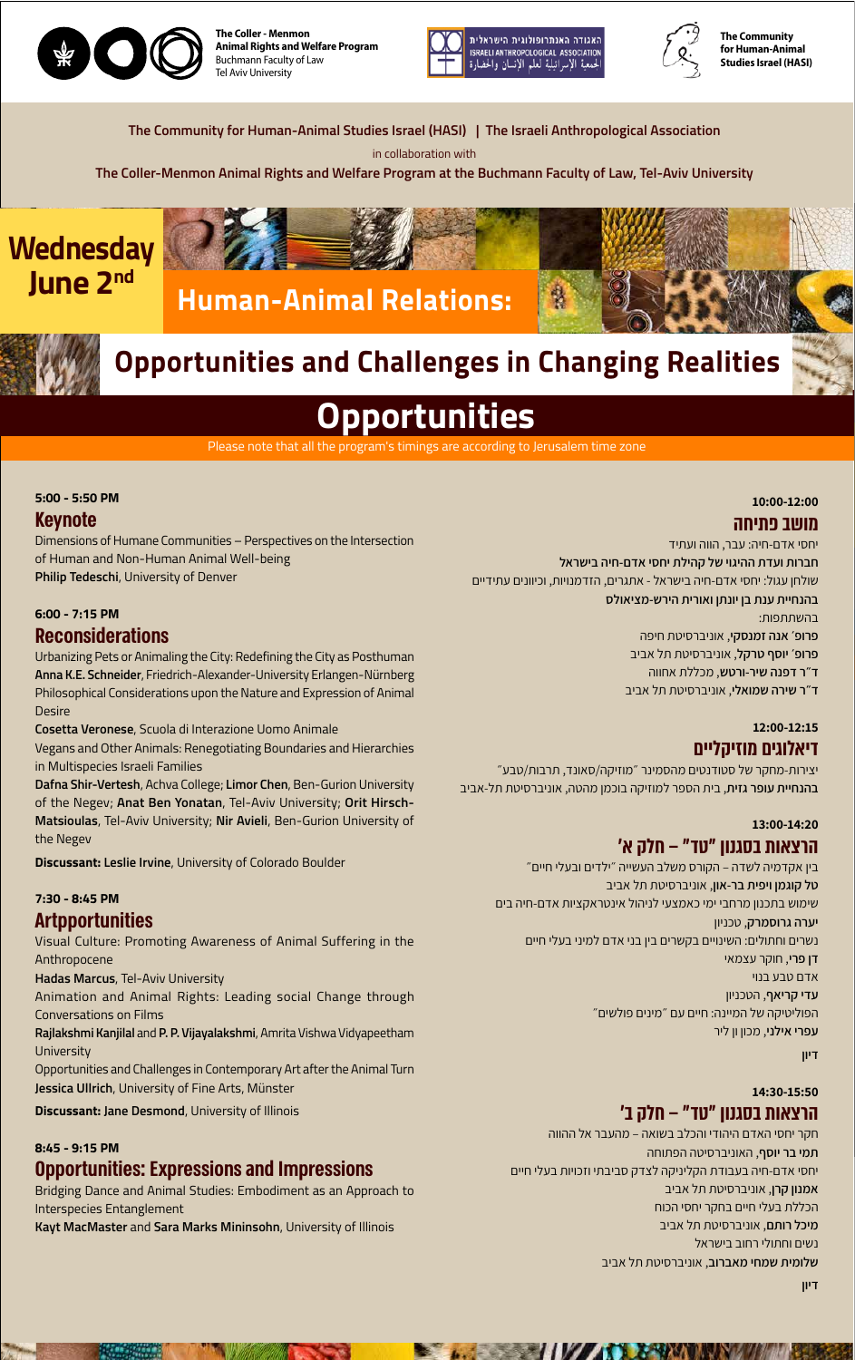The Coller - Menmon Animal Rights and Welfare Program
Buchmann Faculty of Law
Tel Aviv University

האגודה האנתרופולוגית הישראלית
ISRAELI ANTHROPOLOGICAL ASSOCIATION
الجمعية الإسرائيلية لعلم الإنسان والحضارة

The Community for Human-Animal Studies Israel (HASI)

**The Community for Human-Animal Studies Israel (HASI) | The Israeli Anthropological Association**

in collaboration with

**The Coller-Menmon Animal Rights and Welfare Program at the Buchmann Faculty of Law, Tel-Aviv University**

**Wednesday June 2nd**

# Human-Animal Relations:

# Opportunities and Challenges in Changing Realities

# Opportunities

Please note that all the program's timings are according to Jerusalem time zone

**10:00-12:00**

## מושב פתיחה

יחסי אדם-חיה: עבר, הווה ועתיד

**חברות ועדת ההיגוי של קהילת יחסי אדם-חיה בישראל**

שולחן עגול: יחסי אדם-חיה בישראל - אתגרים, הזדמנויות, וכיוונים עתידיים

**בהנחיית ענת בן יונתן ואורית הירש-מציאולס**

בהשתתפות:

**פרופ' אנה זמנסקי**, אוניברסיטת חיפה

**פרופ' יוסף טרקל**, אוניברסיטת תל אביב

**ד"ר דפנה שיר-ורטש**, מכללת אחווה

**ד"ר שירה שמואלי**, אוניברסיטת תל אביב

**12:00-12:15**

## דיאלוגים מוזיקליים

יצירות-מחקר של סטודנטים מהסמינר "מוזיקה/סאונד, תרבות/טבע"

**בהנחיית עופר גזית**, בית הספר למוזיקה בוכמן מהטה, אוניברסיטת תל-אביב

**13:00-14:20**

## הרצאות בסגנון "טד" – חלק א'

בין אקדמיה לשדה – הקורס משלב העשייה "ילדים ובעלי חיים"

**טל קוגמן ויפית בר-און**, אוניברסיטת תל אביב

שימוש בתכנון מרחבי ימי כאמצעי לניהול אינטראקציות אדם-חיה בים

**יערה גרוסמרק**, טכניון

נשרים וחתולים: השינויים בקשרים בין בני אדם למיני בעלי חיים

**דן פרי**, חוקר עצמאי

אדם טבע בנוי

**עדי קריאף**, הטכניון

הפוליטיקה של המיינה: חיים עם "מינים פולשים"

**עפרי אילני**, מכון ון ליר

דיון

**14:30-15:50**

## הרצאות בסגנון "טד" – חלק ב'

חקר יחסי האדם היהודי והכלב בשואה – מהעבר אל ההווה

**תמי בר יוסף**, האוניברסיטה הפתוחה

יחסי אדם-חיה בעבודת הקליניקה לצדק סביבתי וזכויות בעלי חיים

**אמנון קרן**, אוניברסיטת תל אביב

הכללת בעלי חיים בחקר יחסי הכוח

**מיכל רותם**, אוניברסיטת תל אביב

נשים וחתולי רחוב בישראל

**שלומית שמחי מאברוב**, אוניברסיטת תל אביב

דיון

**5:00 - 5:50 PM**

## Keynote

Dimensions of Humane Communities – Perspectives on the Intersection of Human and Non-Human Animal Well-being

**Philip Tedeschi**, University of Denver

**6:00 - 7:15 PM**

## Reconsiderations

Urbanizing Pets or Animaling the City: Redefining the City as Posthuman

**Anna K.E. Schneider**, Friedrich-Alexander-University Erlangen-Nürnberg

Philosophical Considerations upon the Nature and Expression of Animal Desire

**Cosetta Veronese**, Scuola di Interazione Uomo Animale

Vegans and Other Animals: Renegotiating Boundaries and Hierarchies in Multispecies Israeli Families

**Dafna Shir-Vertesh**, Achva College; **Limor Chen**, Ben-Gurion University of the Negev; **Anat Ben Yonatan**, Tel-Aviv University; **Orit Hirsch-Matsioulas**, Tel-Aviv University; **Nir Avieli**, Ben-Gurion University of the Negev

**Discussant: Leslie Irvine**, University of Colorado Boulder

**7:30 - 8:45 PM**

## Artpportunities

Visual Culture: Promoting Awareness of Animal Suffering in the Anthropocene

**Hadas Marcus**, Tel-Aviv University

Animation and Animal Rights: Leading social Change through Conversations on Films

**Rajlakshmi Kanjilal** and **P. P. Vijayalakshmi**, Amrita Vishwa Vidyapeetham University

Opportunities and Challenges in Contemporary Art after the Animal Turn

**Jessica Ullrich**, University of Fine Arts, Münster

**Discussant: Jane Desmond**, University of Illinois

**8:45 - 9:15 PM**

## Opportunities: Expressions and Impressions

Bridging Dance and Animal Studies: Embodiment as an Approach to Interspecies Entanglement

**Kayt MacMaster** and **Sara Marks Mininsohn**, University of Illinois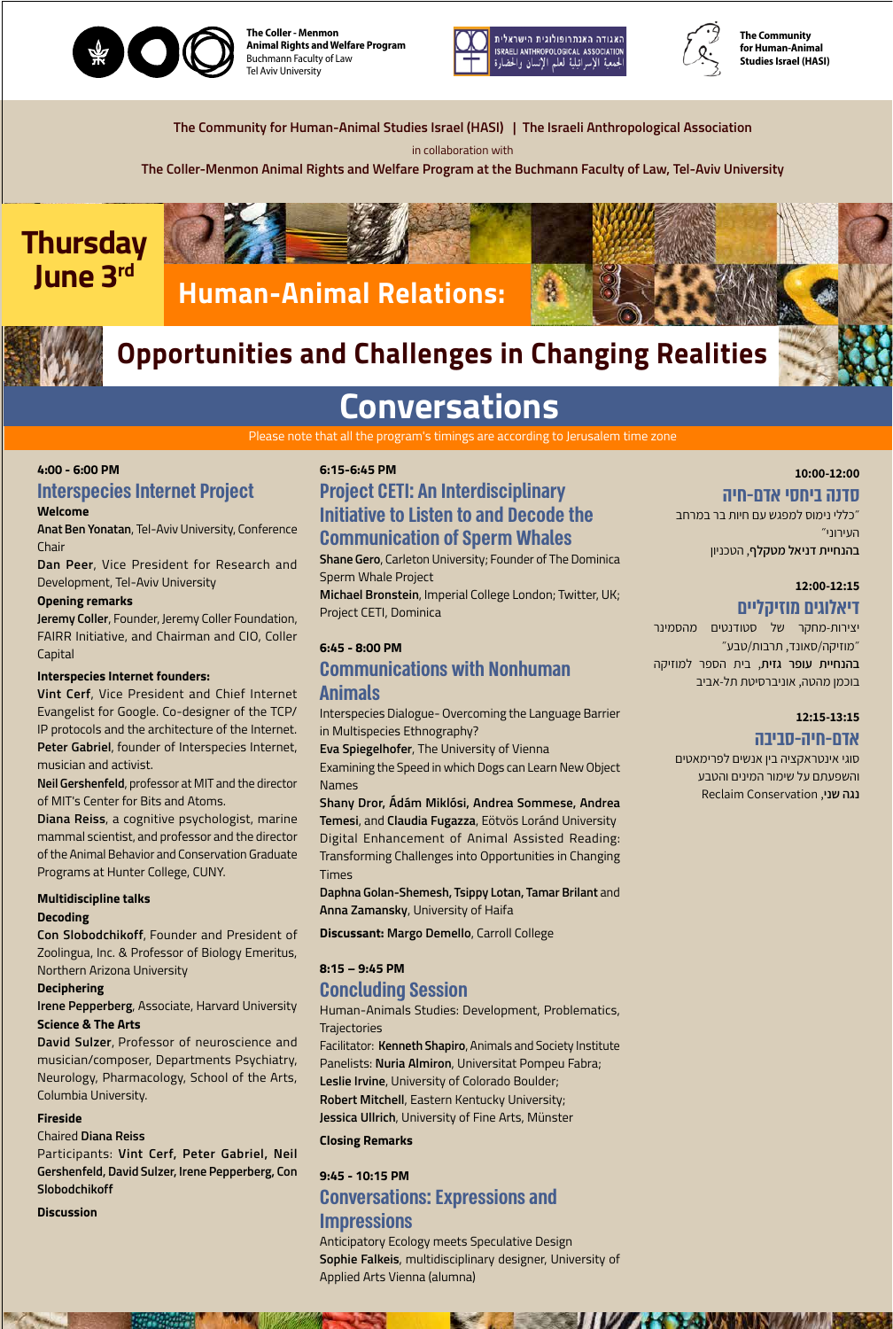The Coller - Menmon Animal Rights and Welfare Program
Buchmann Faculty of Law
Tel Aviv University

האגודה האנתרופולוגית הישראלית
ISRAELI ANTHROPOLOGICAL ASSOCIATION
الجمعية الإسرائيلية لعلم الإنسان والحضارة

The Community for Human-Animal Studies Israel (HASI)

The Community for Human-Animal Studies Israel (HASI) | The Israeli Anthropological Association

in collaboration with

The Coller-Menmon Animal Rights and Welfare Program at the Buchmann Faculty of Law, Tel-Aviv University

**Thursday June 3rd**

# Human-Animal Relations:

# Opportunities and Challenges in Changing Realities

## Conversations

Please note that all the program's timings are according to Jerusalem time zone

**4:00 - 6:00 PM**

### Interspecies Internet Project

**Welcome**

**Anat Ben Yonatan**, Tel-Aviv University, Conference Chair

**Dan Peer**, Vice President for Research and Development, Tel-Aviv University

**Opening remarks**

**Jeremy Coller**, Founder, Jeremy Coller Foundation, FAIRR Initiative, and Chairman and CIO, Coller Capital

**Interspecies Internet founders:**

**Vint Cerf**, Vice President and Chief Internet Evangelist for Google. Co-designer of the TCP/IP protocols and the architecture of the Internet.

**Peter Gabriel**, founder of Interspecies Internet, musician and activist.

**Neil Gershenfeld**, professor at MIT and the director of MIT's Center for Bits and Atoms.

**Diana Reiss**, a cognitive psychologist, marine mammal scientist, and professor and the director of the Animal Behavior and Conservation Graduate Programs at Hunter College, CUNY.

**Multidiscipline talks**

**Decoding**

**Con Slobodchikoff**, Founder and President of Zoolingua, Inc. & Professor of Biology Emeritus, Northern Arizona University

**Deciphering**

**Irene Pepperberg**, Associate, Harvard University

**Science & The Arts**

**David Sulzer**, Professor of neuroscience and musician/composer, Departments Psychiatry, Neurology, Pharmacology, School of the Arts, Columbia University.

**Fireside**

Chaired **Diana Reiss**

Participants: **Vint Cerf, Peter Gabriel, Neil Gershenfeld, David Sulzer, Irene Pepperberg, Con Slobodchikoff**

**Discussion**

**6:15-6:45 PM**

### Project CETI: An Interdisciplinary Initiative to Listen to and Decode the Communication of Sperm Whales

**Shane Gero**, Carleton University; Founder of The Dominica Sperm Whale Project

**Michael Bronstein**, Imperial College London; Twitter, UK; Project CETI, Dominica

**6:45 - 8:00 PM**

### Communications with Nonhuman Animals

Interspecies Dialogue- Overcoming the Language Barrier in Multispecies Ethnography?

**Eva Spiegelhofer**, The University of Vienna

Examining the Speed in which Dogs can Learn New Object Names

**Shany Dror, Ádám Miklósi, Andrea Sommese, Andrea Temesi**, and **Claudia Fugazza**, Eötvös Loránd University

Digital Enhancement of Animal Assisted Reading: Transforming Challenges into Opportunities in Changing Times

**Daphna Golan-Shemesh, Tsippy Lotan, Tamar Brilant** and **Anna Zamansky**, University of Haifa

**Discussant: Margo Demello**, Carroll College

**8:15 – 9:45 PM**

### Concluding Session

Human-Animals Studies: Development, Problematics, Trajectories

Facilitator: **Kenneth Shapiro**, Animals and Society Institute

Panelists: **Nuria Almiron**, Universitat Pompeu Fabra; **Leslie Irvine**, University of Colorado Boulder; **Robert Mitchell**, Eastern Kentucky University; **Jessica Ullrich**, University of Fine Arts, Münster

**Closing Remarks**

**9:45 - 10:15 PM**

### Conversations: Expressions and Impressions

Anticipatory Ecology meets Speculative Design

**Sophie Falkeis**, multidisciplinary designer, University of Applied Arts Vienna (alumna)

**10:00-12:00**

### סדנה ביחסי אדם-חיה

"כללי נימוס למפגש עם חיות בר במרחב העירוני"

**בהנחיית דניאל מטקלף**, הטכניון

**12:00-12:15**

### דיאלוגים מוזיקליים

יצירות-מחקר של סטודנטים מהסמינר "מוזיקה/סאונד, תרבות/טבע"

**בהנחיית עופר גזית**, בית הספר למוזיקה בוכמן מהטה, אוניברסיטת תל-אביב

**12:15-13:15**

### אדם-חיה-סביבה

סוגי אינטראקציה בין אנשים לפרימאטים והשפעתם על שימור המינים והטבע

**נגה שני**, Reclaim Conservation